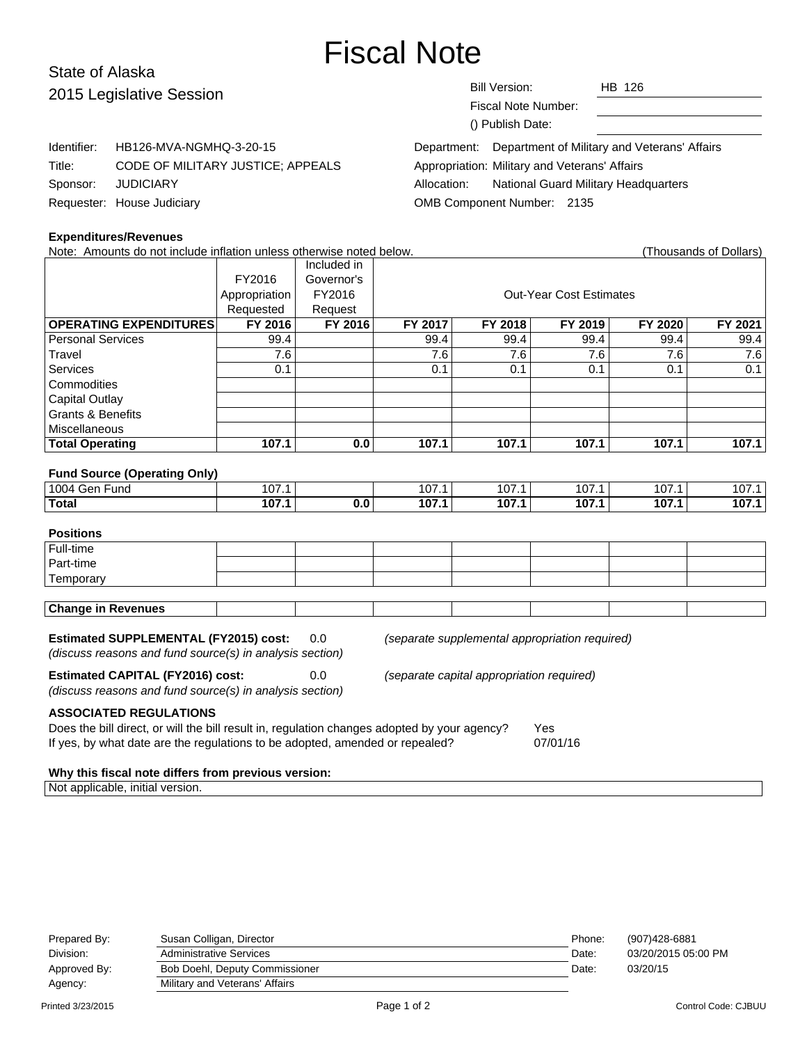# Fiscal Note

State of Alaska
2015 Legislative Session

| | |
|---|---|
| Bill Version: | HB 126 |
| Fiscal Note Number: | |
| () Publish Date: | |

| | |
|---|---|
| Identifier: | HB126-MVA-NGMHQ-3-20-15 |
| Title: | CODE OF MILITARY JUSTICE; APPEALS |
| Sponsor: | JUDICIARY |
| Requester: | House Judiciary |

| | |
|---|---|
| Department: | Department of Military and Veterans' Affairs |
| Appropriation: | Military and Veterans' Affairs |
| Allocation: | National Guard Military Headquarters |
| OMB Component Number: | 2135 |

**Expenditures/Revenues**

Note: Amounts do not include inflation unless otherwise noted below. (Thousands of Dollars)

| | FY2016 Appropriation Requested | Included in Governor's FY2016 Request | Out-Year Cost Estimates | | | | |
|---|---|---|---|---|---|---|---|
| **OPERATING EXPENDITURES** | **FY 2016** | **FY 2016** | **FY 2017** | **FY 2018** | **FY 2019** | **FY 2020** | **FY 2021** |
| Personal Services | 99.4 | | 99.4 | 99.4 | 99.4 | 99.4 | 99.4 |
| Travel | 7.6 | | 7.6 | 7.6 | 7.6 | 7.6 | 7.6 |
| Services | 0.1 | | 0.1 | 0.1 | 0.1 | 0.1 | 0.1 |
| Commodities | | | | | | | |
| Capital Outlay | | | | | | | |
| Grants & Benefits | | | | | | | |
| Miscellaneous | | | | | | | |
| **Total Operating** | **107.1** | **0.0** | **107.1** | **107.1** | **107.1** | **107.1** | **107.1** |

**Fund Source (Operating Only)**

| | | | | | | | |
|---|---|---|---|---|---|---|---|
| 1004 Gen Fund | 107.1 | | 107.1 | 107.1 | 107.1 | 107.1 | 107.1 |
| **Total** | **107.1** | **0.0** | **107.1** | **107.1** | **107.1** | **107.1** | **107.1** |

**Positions**

| | | | | | | | |
|---|---|---|---|---|---|---|---|
| Full-time | | | | | | | |
| Part-time | | | | | | | |
| Temporary | | | | | | | |

| | | | | | | | |
|---|---|---|---|---|---|---|---|
| **Change in Revenues** | | | | | | | |

**Estimated SUPPLEMENTAL (FY2015) cost:** 0.0 *(separate supplemental appropriation required)*
*(discuss reasons and fund source(s) in analysis section)*

**Estimated CAPITAL (FY2016) cost:** 0.0 *(separate capital appropriation required)*
*(discuss reasons and fund source(s) in analysis section)*

**ASSOCIATED REGULATIONS**

Does the bill direct, or will the bill result in, regulation changes adopted by your agency? Yes
If yes, by what date are the regulations to be adopted, amended or repealed? 07/01/16

**Why this fiscal note differs from previous version:**

Not applicable, initial version.

| | | | |
|---|---|---|---|
| Prepared By: | Susan Colligan, Director | Phone: | (907)428-6881 |
| Division: | Administrative Services | Date: | 03/20/2015 05:00 PM |
| Approved By: | Bob Doehl, Deputy Commissioner | Date: | 03/20/15 |
| Agency: | Military and Veterans' Affairs | | |

Printed 3/23/2015 Control Code: CJBUU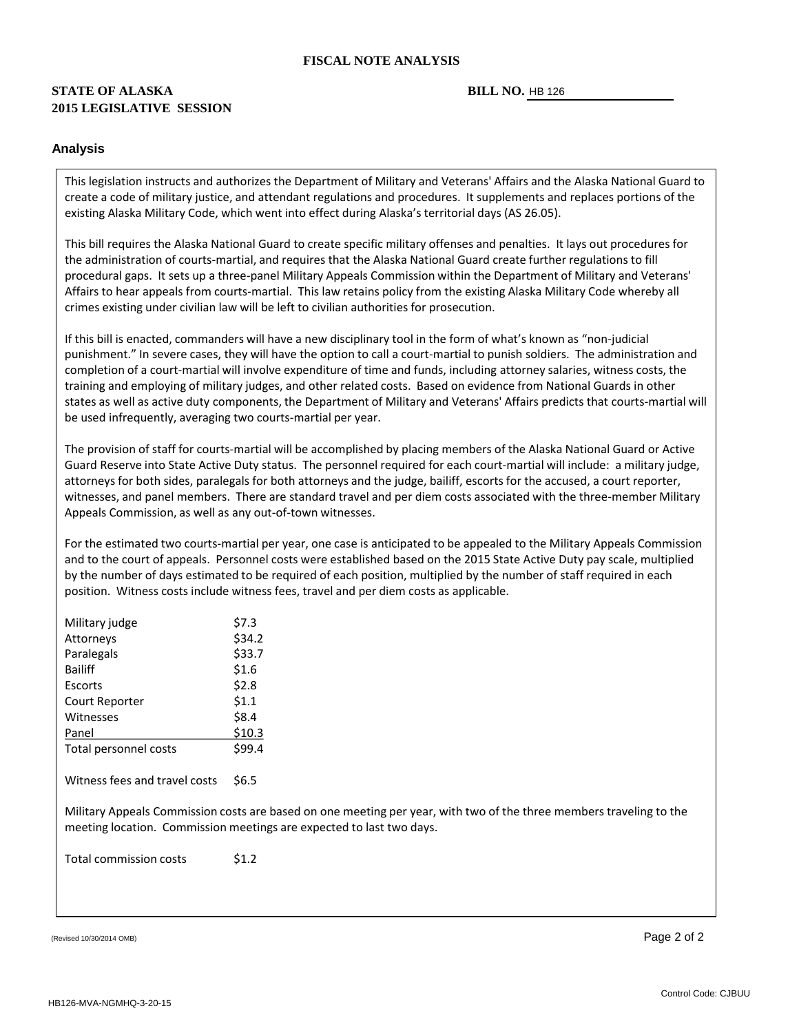**FISCAL NOTE ANALYSIS**

**STATE OF ALASKA**
**2015 LEGISLATIVE SESSION**

**BILL NO.** HB 126

## Analysis

This legislation instructs and authorizes the Department of Military and Veterans' Affairs and the Alaska National Guard to create a code of military justice, and attendant regulations and procedures. It supplements and replaces portions of the existing Alaska Military Code, which went into effect during Alaska's territorial days (AS 26.05).

This bill requires the Alaska National Guard to create specific military offenses and penalties. It lays out procedures for the administration of courts-martial, and requires that the Alaska National Guard create further regulations to fill procedural gaps. It sets up a three-panel Military Appeals Commission within the Department of Military and Veterans' Affairs to hear appeals from courts-martial. This law retains policy from the existing Alaska Military Code whereby all crimes existing under civilian law will be left to civilian authorities for prosecution.

If this bill is enacted, commanders will have a new disciplinary tool in the form of what's known as "non-judicial punishment." In severe cases, they will have the option to call a court-martial to punish soldiers. The administration and completion of a court-martial will involve expenditure of time and funds, including attorney salaries, witness costs, the training and employing of military judges, and other related costs. Based on evidence from National Guards in other states as well as active duty components, the Department of Military and Veterans' Affairs predicts that courts-martial will be used infrequently, averaging two courts-martial per year.

The provision of staff for courts-martial will be accomplished by placing members of the Alaska National Guard or Active Guard Reserve into State Active Duty status. The personnel required for each court-martial will include: a military judge, attorneys for both sides, paralegals for both attorneys and the judge, bailiff, escorts for the accused, a court reporter, witnesses, and panel members. There are standard travel and per diem costs associated with the three-member Military Appeals Commission, as well as any out-of-town witnesses.

For the estimated two courts-martial per year, one case is anticipated to be appealed to the Military Appeals Commission and to the court of appeals. Personnel costs were established based on the 2015 State Active Duty pay scale, multiplied by the number of days estimated to be required of each position, multiplied by the number of staff required in each position. Witness costs include witness fees, travel and per diem costs as applicable.

| | |
|---|---|
| Military judge | $7.3 |
| Attorneys | $34.2 |
| Paralegals | $33.7 |
| Bailiff | $1.6 |
| Escorts | $2.8 |
| Court Reporter | $1.1 |
| Witnesses | $8.4 |
| Panel | $10.3 |
| Total personnel costs | $99.4 |
| | |
| Witness fees and travel costs | $6.5 |

Military Appeals Commission costs are based on one meeting per year, with two of the three members traveling to the meeting location. Commission meetings are expected to last two days.

| | |
|---|---|
| Total commission costs | $1.2 |

(Revised 10/30/2014 OMB)

Control Code: CJBUU

HB126-MVA-NGMHQ-3-20-15